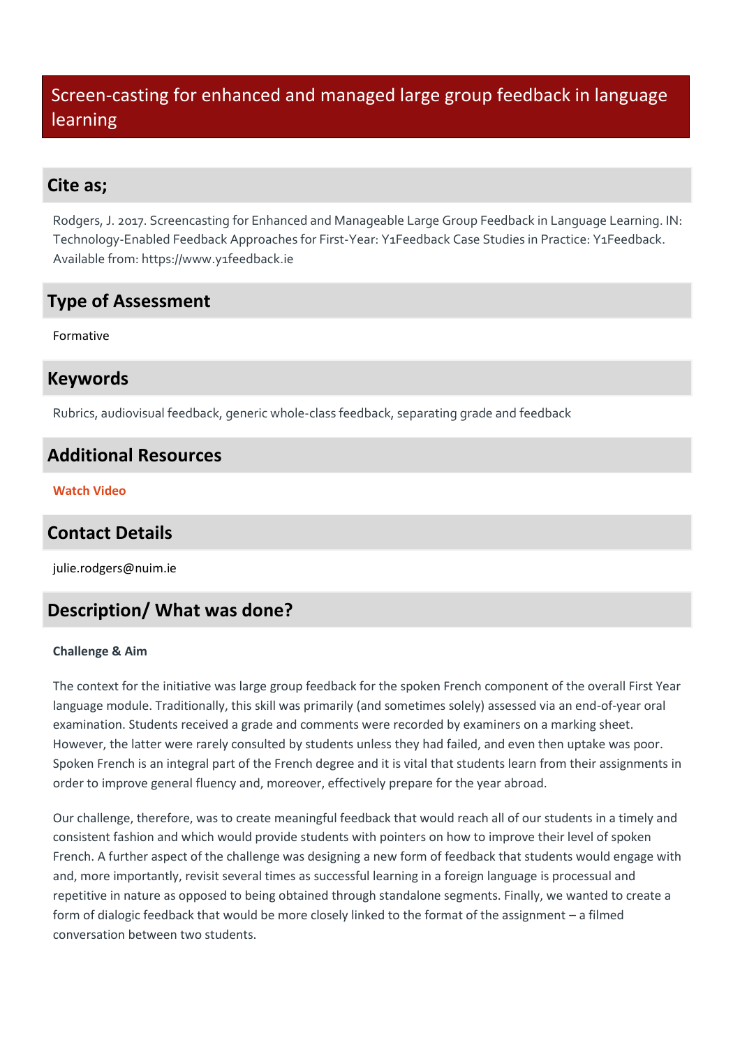# Screen-casting for enhanced and managed large group feedback in language learning

## Cite as;

Rodgers, J. 2017. Screencasting for Enhanced and Manageable Large Group Feedback in Language Learning. IN: Technology-Enabled Feedback Approaches for First-Year: Y1Feedback Case Studies in Practice: Y1Feedback. Available from: https://www.y1feedback.ie

## Type of Assessment

Formative

## Keywords

Rubrics, audiovisual feedback, generic whole-class feedback, separating grade and feedback

## Additional Resources

**Watch Video**

## Contact Details

julie.rodgers@nuim.ie

## Description/ What was done?

**Challenge & Aim**

The context for the initiative was large group feedback for the spoken French component of the overall First Year language module. Traditionally, this skill was primarily (and sometimes solely) assessed via an end-of-year oral examination. Students received a grade and comments were recorded by examiners on a marking sheet. However, the latter were rarely consulted by students unless they had failed, and even then uptake was poor. Spoken French is an integral part of the French degree and it is vital that students learn from their assignments in order to improve general fluency and, moreover, effectively prepare for the year abroad.

Our challenge, therefore, was to create meaningful feedback that would reach all of our students in a timely and consistent fashion and which would provide students with pointers on how to improve their level of spoken French. A further aspect of the challenge was designing a new form of feedback that students would engage with and, more importantly, revisit several times as successful learning in a foreign language is processual and repetitive in nature as opposed to being obtained through standalone segments. Finally, we wanted to create a form of dialogic feedback that would be more closely linked to the format of the assignment – a filmed conversation between two students.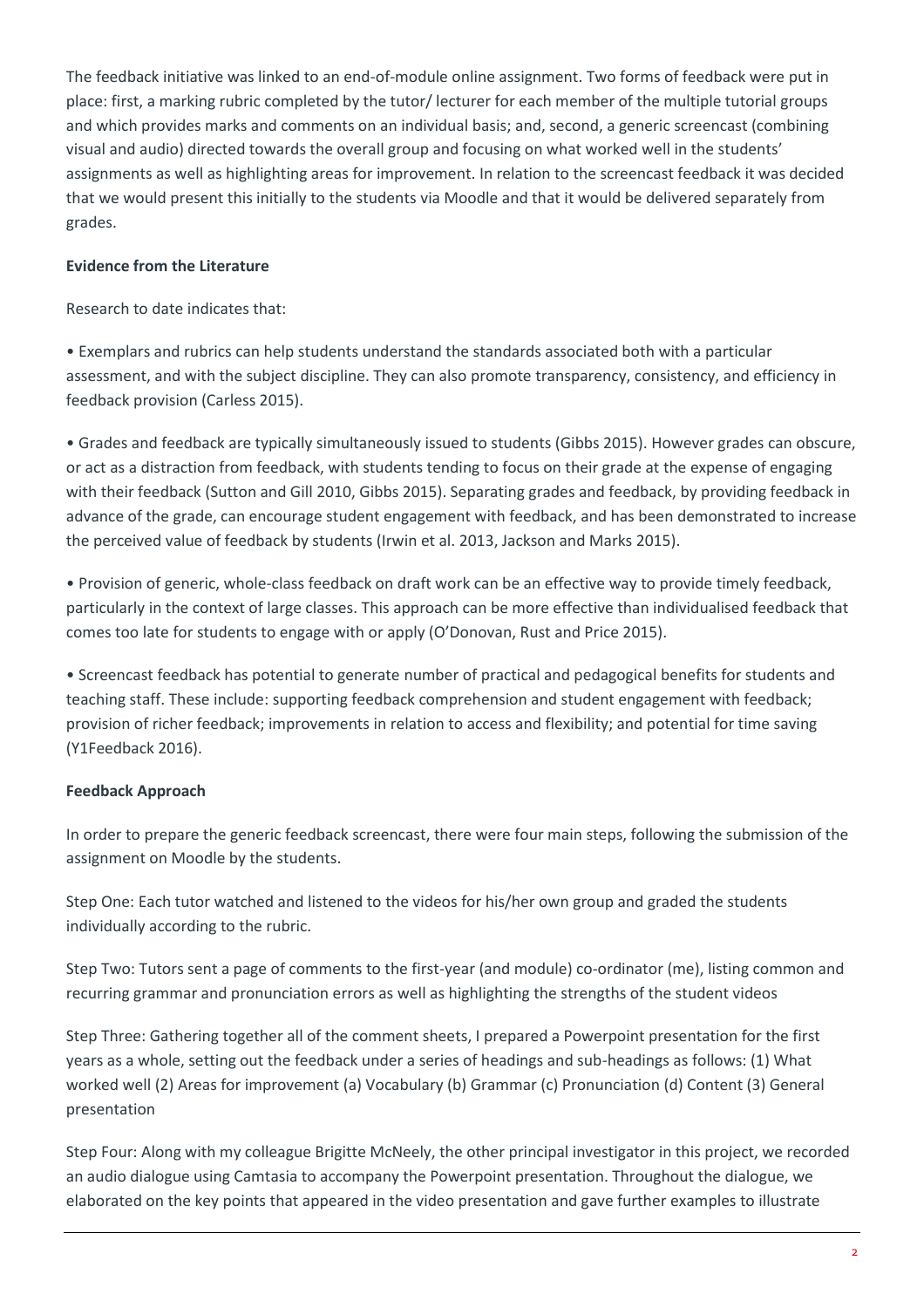The feedback initiative was linked to an end-of-module online assignment. Two forms of feedback were put in place: first, a marking rubric completed by the tutor/ lecturer for each member of the multiple tutorial groups and which provides marks and comments on an individual basis; and, second, a generic screencast (combining visual and audio) directed towards the overall group and focusing on what worked well in the students' assignments as well as highlighting areas for improvement. In relation to the screencast feedback it was decided that we would present this initially to the students via Moodle and that it would be delivered separately from grades.

**Evidence from the Literature**

Research to date indicates that:

• Exemplars and rubrics can help students understand the standards associated both with a particular assessment, and with the subject discipline. They can also promote transparency, consistency, and efficiency in feedback provision (Carless 2015).

• Grades and feedback are typically simultaneously issued to students (Gibbs 2015). However grades can obscure, or act as a distraction from feedback, with students tending to focus on their grade at the expense of engaging with their feedback (Sutton and Gill 2010, Gibbs 2015). Separating grades and feedback, by providing feedback in advance of the grade, can encourage student engagement with feedback, and has been demonstrated to increase the perceived value of feedback by students (Irwin et al. 2013, Jackson and Marks 2015).

• Provision of generic, whole-class feedback on draft work can be an effective way to provide timely feedback, particularly in the context of large classes. This approach can be more effective than individualised feedback that comes too late for students to engage with or apply (O'Donovan, Rust and Price 2015).

• Screencast feedback has potential to generate number of practical and pedagogical benefits for students and teaching staff. These include: supporting feedback comprehension and student engagement with feedback; provision of richer feedback; improvements in relation to access and flexibility; and potential for time saving (Y1Feedback 2016).

**Feedback Approach**

In order to prepare the generic feedback screencast, there were four main steps, following the submission of the assignment on Moodle by the students.

Step One: Each tutor watched and listened to the videos for his/her own group and graded the students individually according to the rubric.

Step Two: Tutors sent a page of comments to the first-year (and module) co-ordinator (me), listing common and recurring grammar and pronunciation errors as well as highlighting the strengths of the student videos

Step Three: Gathering together all of the comment sheets, I prepared a Powerpoint presentation for the first years as a whole, setting out the feedback under a series of headings and sub-headings as follows: (1) What worked well (2) Areas for improvement (a) Vocabulary (b) Grammar (c) Pronunciation (d) Content (3) General presentation

Step Four: Along with my colleague Brigitte McNeely, the other principal investigator in this project, we recorded an audio dialogue using Camtasia to accompany the Powerpoint presentation. Throughout the dialogue, we elaborated on the key points that appeared in the video presentation and gave further examples to illustrate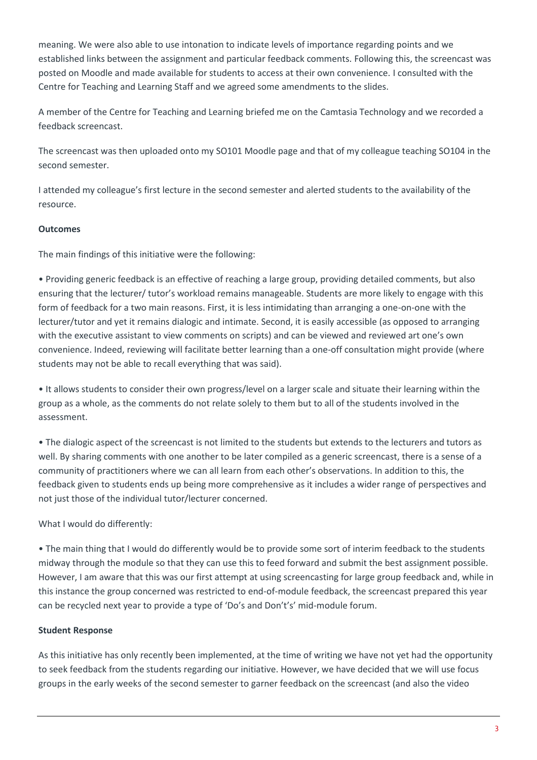meaning. We were also able to use intonation to indicate levels of importance regarding points and we established links between the assignment and particular feedback comments. Following this, the screencast was posted on Moodle and made available for students to access at their own convenience. I consulted with the Centre for Teaching and Learning Staff and we agreed some amendments to the slides.

A member of the Centre for Teaching and Learning briefed me on the Camtasia Technology and we recorded a feedback screencast.

The screencast was then uploaded onto my SO101 Moodle page and that of my colleague teaching SO104 in the second semester.

I attended my colleague's first lecture in the second semester and alerted students to the availability of the resource.

**Outcomes**

The main findings of this initiative were the following:

• Providing generic feedback is an effective of reaching a large group, providing detailed comments, but also ensuring that the lecturer/ tutor's workload remains manageable. Students are more likely to engage with this form of feedback for a two main reasons. First, it is less intimidating than arranging a one-on-one with the lecturer/tutor and yet it remains dialogic and intimate. Second, it is easily accessible (as opposed to arranging with the executive assistant to view comments on scripts) and can be viewed and reviewed art one's own convenience. Indeed, reviewing will facilitate better learning than a one-off consultation might provide (where students may not be able to recall everything that was said).

• It allows students to consider their own progress/level on a larger scale and situate their learning within the group as a whole, as the comments do not relate solely to them but to all of the students involved in the assessment.

• The dialogic aspect of the screencast is not limited to the students but extends to the lecturers and tutors as well. By sharing comments with one another to be later compiled as a generic screencast, there is a sense of a community of practitioners where we can all learn from each other's observations. In addition to this, the feedback given to students ends up being more comprehensive as it includes a wider range of perspectives and not just those of the individual tutor/lecturer concerned.

What I would do differently:

• The main thing that I would do differently would be to provide some sort of interim feedback to the students midway through the module so that they can use this to feed forward and submit the best assignment possible. However, I am aware that this was our first attempt at using screencasting for large group feedback and, while in this instance the group concerned was restricted to end-of-module feedback, the screencast prepared this year can be recycled next year to provide a type of 'Do's and Don't's' mid-module forum.

**Student Response**

As this initiative has only recently been implemented, at the time of writing we have not yet had the opportunity to seek feedback from the students regarding our initiative. However, we have decided that we will use focus groups in the early weeks of the second semester to garner feedback on the screencast (and also the video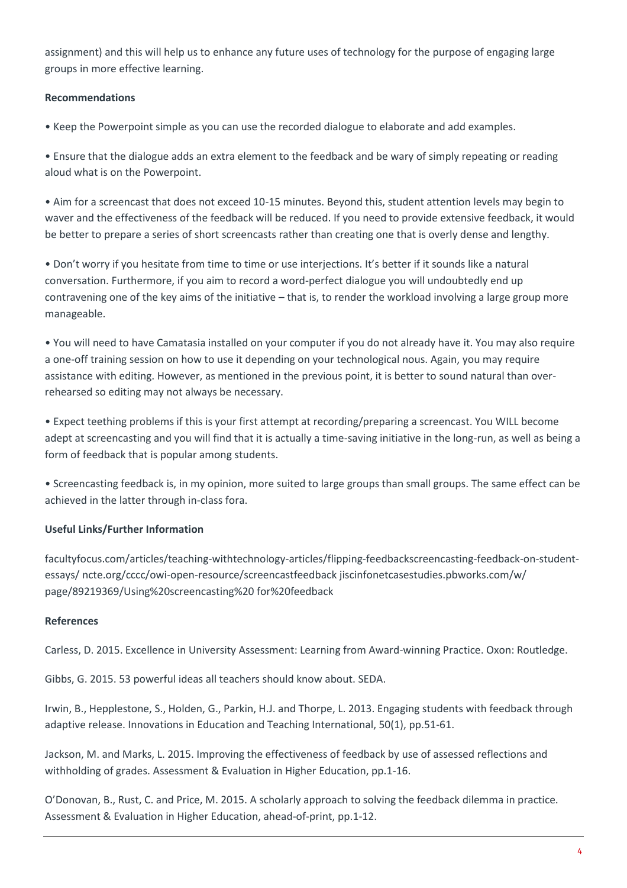assignment) and this will help us to enhance any future uses of technology for the purpose of engaging large groups in more effective learning.

**Recommendations**

• Keep the Powerpoint simple as you can use the recorded dialogue to elaborate and add examples.

• Ensure that the dialogue adds an extra element to the feedback and be wary of simply repeating or reading aloud what is on the Powerpoint.

• Aim for a screencast that does not exceed 10-15 minutes. Beyond this, student attention levels may begin to waver and the effectiveness of the feedback will be reduced. If you need to provide extensive feedback, it would be better to prepare a series of short screencasts rather than creating one that is overly dense and lengthy.

• Don't worry if you hesitate from time to time or use interjections. It's better if it sounds like a natural conversation. Furthermore, if you aim to record a word-perfect dialogue you will undoubtedly end up contravening one of the key aims of the initiative – that is, to render the workload involving a large group more manageable.

• You will need to have Camatasia installed on your computer if you do not already have it. You may also require a one-off training session on how to use it depending on your technological nous. Again, you may require assistance with editing. However, as mentioned in the previous point, it is better to sound natural than over-rehearsed so editing may not always be necessary.

• Expect teething problems if this is your first attempt at recording/preparing a screencast. You WILL become adept at screencasting and you will find that it is actually a time-saving initiative in the long-run, as well as being a form of feedback that is popular among students.

• Screencasting feedback is, in my opinion, more suited to large groups than small groups. The same effect can be achieved in the latter through in-class fora.

**Useful Links/Further Information**

facultyfocus.com/articles/teaching-withtechnology-articles/flipping-feedbackscreencasting-feedback-on-student-essays/ ncte.org/cccc/owi-open-resource/screencastfeedback jiscinfonetcasestudies.pbworks.com/w/page/89219369/Using%20screencasting%20 for%20feedback

**References**

Carless, D. 2015. Excellence in University Assessment: Learning from Award-winning Practice. Oxon: Routledge.

Gibbs, G. 2015. 53 powerful ideas all teachers should know about. SEDA.

Irwin, B., Hepplestone, S., Holden, G., Parkin, H.J. and Thorpe, L. 2013. Engaging students with feedback through adaptive release. Innovations in Education and Teaching International, 50(1), pp.51-61.

Jackson, M. and Marks, L. 2015. Improving the effectiveness of feedback by use of assessed reflections and withholding of grades. Assessment & Evaluation in Higher Education, pp.1-16.

O'Donovan, B., Rust, C. and Price, M. 2015. A scholarly approach to solving the feedback dilemma in practice. Assessment & Evaluation in Higher Education, ahead-of-print, pp.1-12.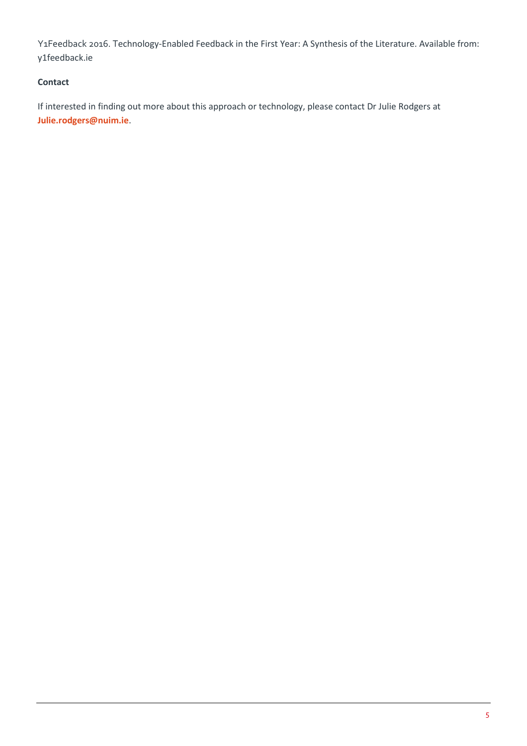Y1Feedback 2016. Technology-Enabled Feedback in the First Year: A Synthesis of the Literature. Available from: y1feedback.ie

**Contact**

If interested in finding out more about this approach or technology, please contact Dr Julie Rodgers at **Julie.rodgers@nuim.ie**.